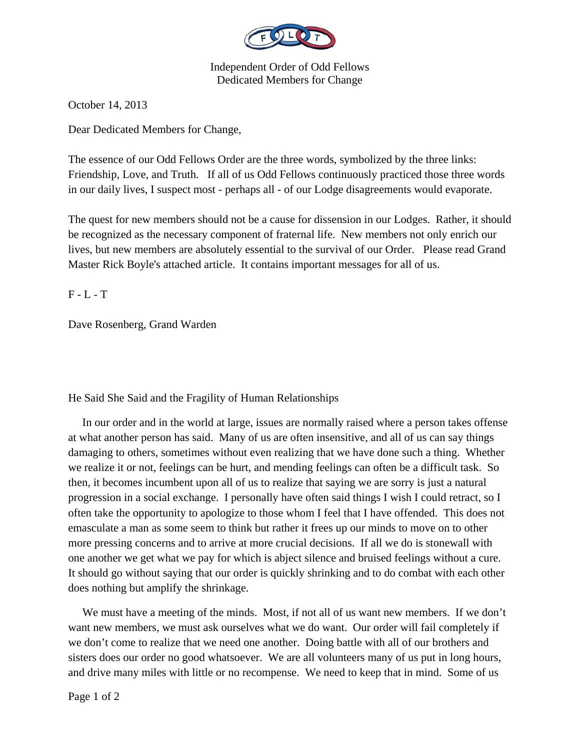Independent Order of Odd Fellows
Dedicated Members for Change

October 14, 2013

Dear Dedicated Members for Change,

The essence of our Odd Fellows Order are the three words, symbolized by the three links: Friendship, Love, and Truth. If all of us Odd Fellows continuously practiced those three words in our daily lives, I suspect most - perhaps all - of our Lodge disagreements would evaporate.

The quest for new members should not be a cause for dissension in our Lodges. Rather, it should be recognized as the necessary component of fraternal life. New members not only enrich our lives, but new members are absolutely essential to the survival of our Order. Please read Grand Master Rick Boyle's attached article. It contains important messages for all of us.

F - L - T

Dave Rosenberg, Grand Warden

## He Said She Said and the Fragility of Human Relationships

In our order and in the world at large, issues are normally raised where a person takes offense at what another person has said. Many of us are often insensitive, and all of us can say things damaging to others, sometimes without even realizing that we have done such a thing. Whether we realize it or not, feelings can be hurt, and mending feelings can often be a difficult task. So then, it becomes incumbent upon all of us to realize that saying we are sorry is just a natural progression in a social exchange. I personally have often said things I wish I could retract, so I often take the opportunity to apologize to those whom I feel that I have offended. This does not emasculate a man as some seem to think but rather it frees up our minds to move on to other more pressing concerns and to arrive at more crucial decisions. If all we do is stonewall with one another we get what we pay for which is abject silence and bruised feelings without a cure. It should go without saying that our order is quickly shrinking and to do combat with each other does nothing but amplify the shrinkage.

We must have a meeting of the minds. Most, if not all of us want new members. If we don't want new members, we must ask ourselves what we do want. Our order will fail completely if we don't come to realize that we need one another. Doing battle with all of our brothers and sisters does our order no good whatsoever. We are all volunteers many of us put in long hours, and drive many miles with little or no recompense. We need to keep that in mind. Some of us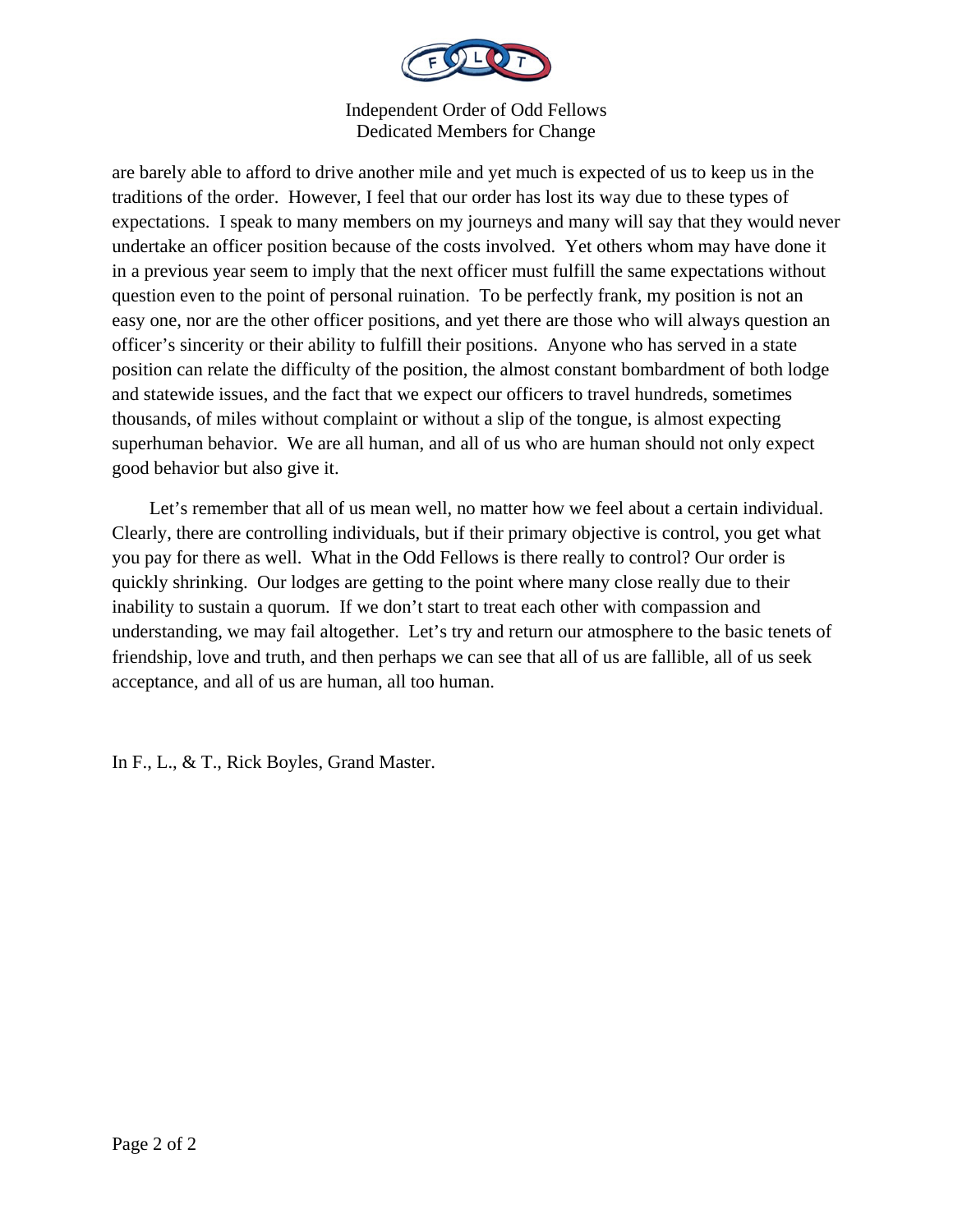are barely able to afford to drive another mile and yet much is expected of us to keep us in the traditions of the order. However, I feel that our order has lost its way due to these types of expectations. I speak to many members on my journeys and many will say that they would never undertake an officer position because of the costs involved. Yet others whom may have done it in a previous year seem to imply that the next officer must fulfill the same expectations without question even to the point of personal ruination. To be perfectly frank, my position is not an easy one, nor are the other officer positions, and yet there are those who will always question an officer's sincerity or their ability to fulfill their positions. Anyone who has served in a state position can relate the difficulty of the position, the almost constant bombardment of both lodge and statewide issues, and the fact that we expect our officers to travel hundreds, sometimes thousands, of miles without complaint or without a slip of the tongue, is almost expecting superhuman behavior. We are all human, and all of us who are human should not only expect good behavior but also give it.

Let's remember that all of us mean well, no matter how we feel about a certain individual. Clearly, there are controlling individuals, but if their primary objective is control, you get what you pay for there as well. What in the Odd Fellows is there really to control? Our order is quickly shrinking. Our lodges are getting to the point where many close really due to their inability to sustain a quorum. If we don't start to treat each other with compassion and understanding, we may fail altogether. Let's try and return our atmosphere to the basic tenets of friendship, love and truth, and then perhaps we can see that all of us are fallible, all of us seek acceptance, and all of us are human, all too human.

In F., L., & T., Rick Boyles, Grand Master.